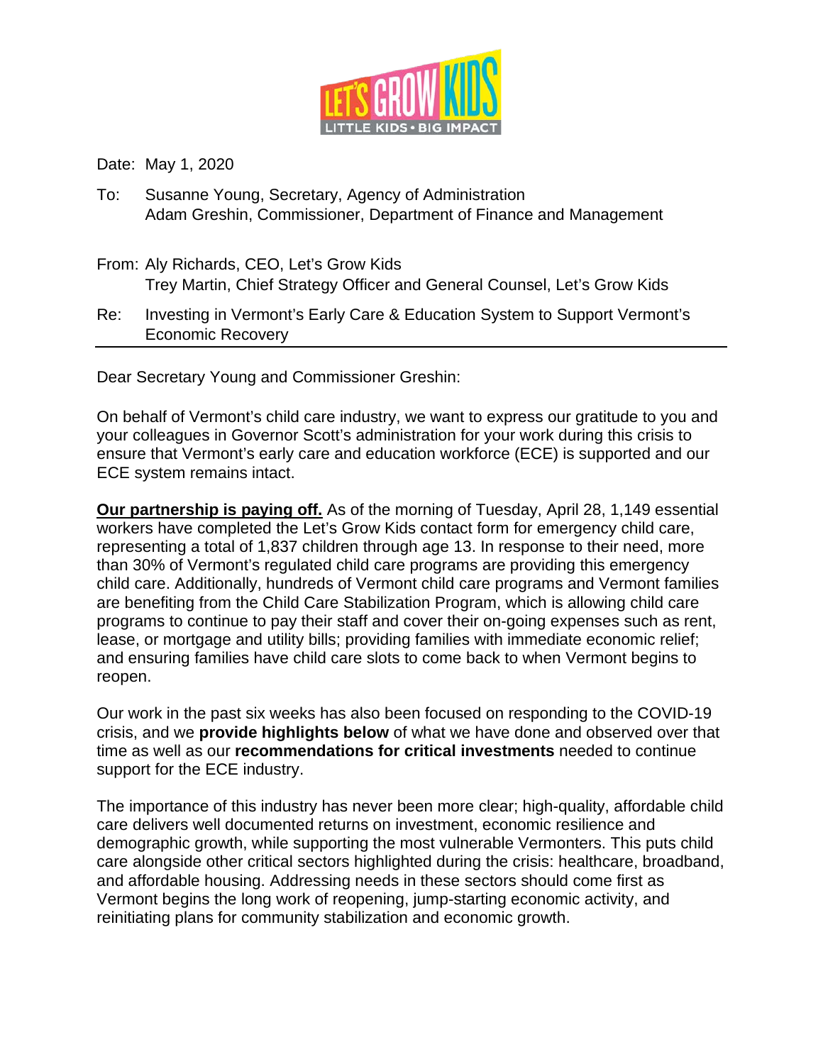Date: May 1, 2020

To: Susanne Young, Secretary, Agency of Administration
Adam Greshin, Commissioner, Department of Finance and Management

From: Aly Richards, CEO, Let's Grow Kids
Trey Martin, Chief Strategy Officer and General Counsel, Let's Grow Kids

Re: Investing in Vermont's Early Care & Education System to Support Vermont's Economic Recovery

---

Dear Secretary Young and Commissioner Greshin:

On behalf of Vermont's child care industry, we want to express our gratitude to you and your colleagues in Governor Scott's administration for your work during this crisis to ensure that Vermont's early care and education workforce (ECE) is supported and our ECE system remains intact.

**Our partnership is paying off.** As of the morning of Tuesday, April 28, 1,149 essential workers have completed the Let's Grow Kids contact form for emergency child care, representing a total of 1,837 children through age 13. In response to their need, more than 30% of Vermont's regulated child care programs are providing this emergency child care. Additionally, hundreds of Vermont child care programs and Vermont families are benefiting from the Child Care Stabilization Program, which is allowing child care programs to continue to pay their staff and cover their on-going expenses such as rent, lease, or mortgage and utility bills; providing families with immediate economic relief; and ensuring families have child care slots to come back to when Vermont begins to reopen.

Our work in the past six weeks has also been focused on responding to the COVID-19 crisis, and we **provide highlights below** of what we have done and observed over that time as well as our **recommendations for critical investments** needed to continue support for the ECE industry.

The importance of this industry has never been more clear; high-quality, affordable child care delivers well documented returns on investment, economic resilience and demographic growth, while supporting the most vulnerable Vermonters. This puts child care alongside other critical sectors highlighted during the crisis: healthcare, broadband, and affordable housing. Addressing needs in these sectors should come first as Vermont begins the long work of reopening, jump-starting economic activity, and reinitiating plans for community stabilization and economic growth.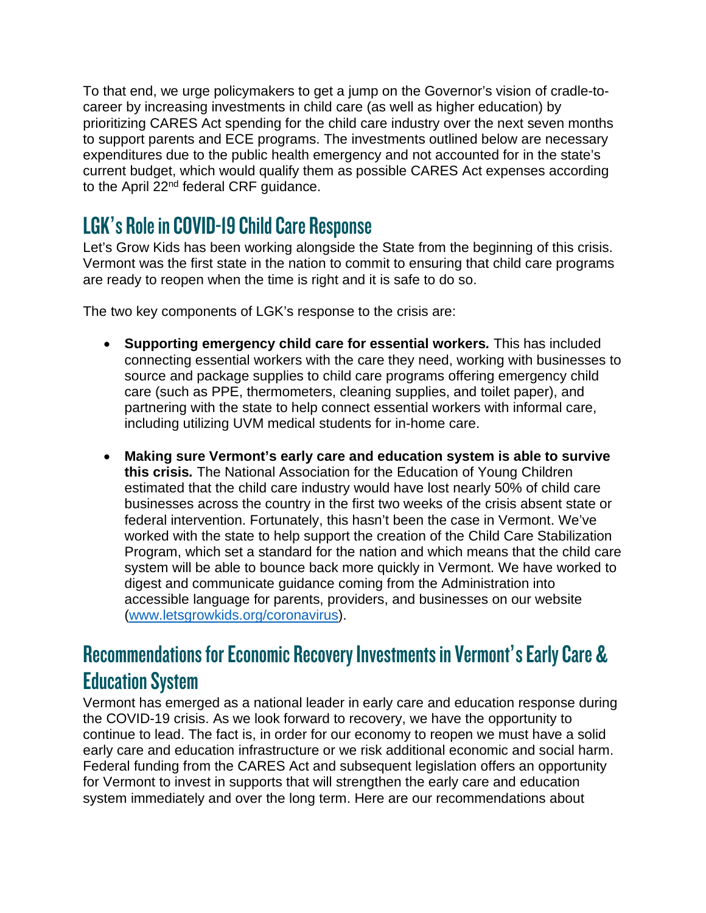To that end, we urge policymakers to get a jump on the Governor's vision of cradle-to-career by increasing investments in child care (as well as higher education) by prioritizing CARES Act spending for the child care industry over the next seven months to support parents and ECE programs. The investments outlined below are necessary expenditures due to the public health emergency and not accounted for in the state's current budget, which would qualify them as possible CARES Act expenses according to the April 22nd federal CRF guidance.

## LGK's Role in COVID-19 Child Care Response

Let's Grow Kids has been working alongside the State from the beginning of this crisis. Vermont was the first state in the nation to commit to ensuring that child care programs are ready to reopen when the time is right and it is safe to do so.

The two key components of LGK's response to the crisis are:

- **Supporting emergency child care for essential workers.** This has included connecting essential workers with the care they need, working with businesses to source and package supplies to child care programs offering emergency child care (such as PPE, thermometers, cleaning supplies, and toilet paper), and partnering with the state to help connect essential workers with informal care, including utilizing UVM medical students for in-home care.

- **Making sure Vermont's early care and education system is able to survive this crisis.** The National Association for the Education of Young Children estimated that the child care industry would have lost nearly 50% of child care businesses across the country in the first two weeks of the crisis absent state or federal intervention. Fortunately, this hasn't been the case in Vermont. We've worked with the state to help support the creation of the Child Care Stabilization Program, which set a standard for the nation and which means that the child care system will be able to bounce back more quickly in Vermont. We have worked to digest and communicate guidance coming from the Administration into accessible language for parents, providers, and businesses on our website (www.letsgrowkids.org/coronavirus).

## Recommendations for Economic Recovery Investments in Vermont's Early Care & Education System

Vermont has emerged as a national leader in early care and education response during the COVID-19 crisis. As we look forward to recovery, we have the opportunity to continue to lead. The fact is, in order for our economy to reopen we must have a solid early care and education infrastructure or we risk additional economic and social harm. Federal funding from the CARES Act and subsequent legislation offers an opportunity for Vermont to invest in supports that will strengthen the early care and education system immediately and over the long term. Here are our recommendations about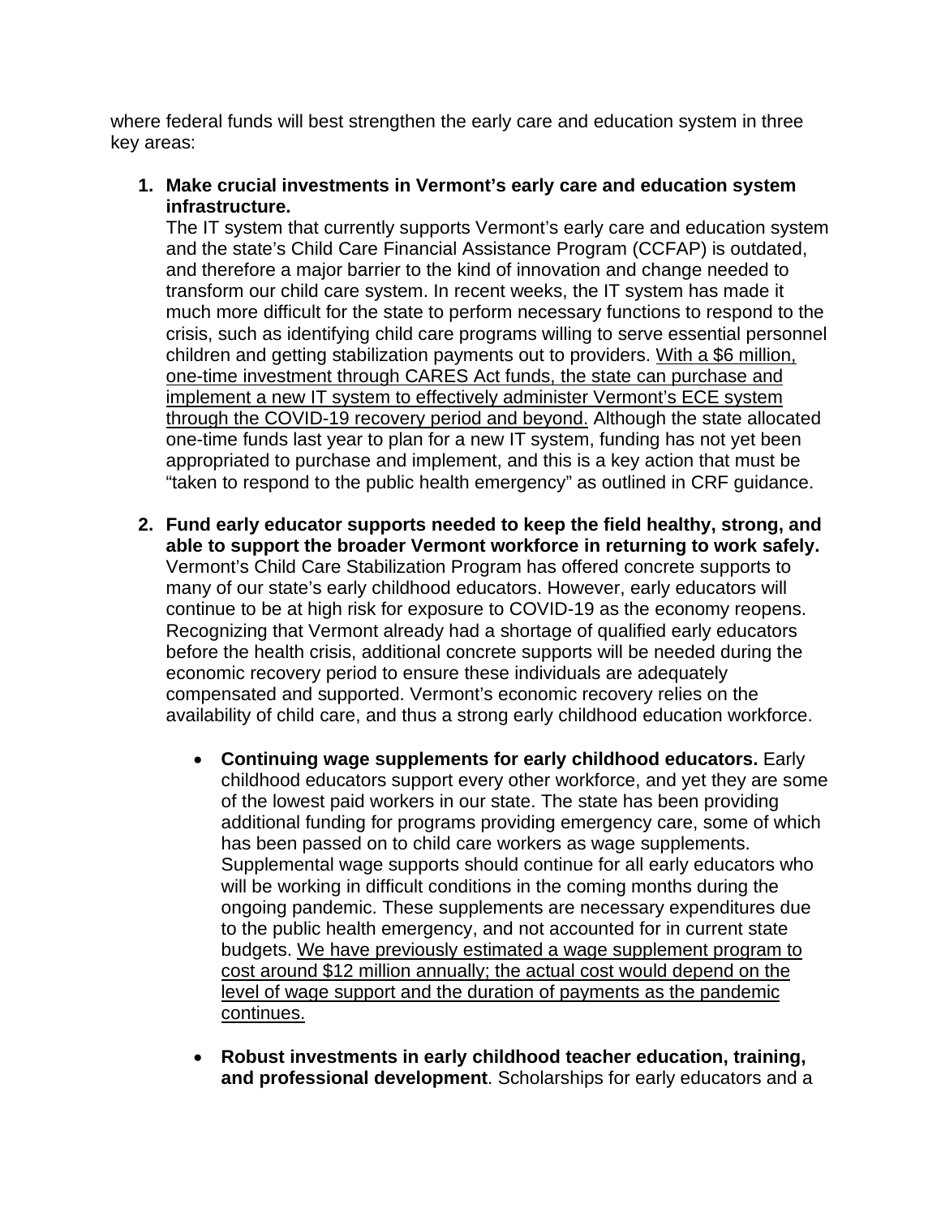where federal funds will best strengthen the early care and education system in three key areas:

1. **Make crucial investments in Vermont's early care and education system infrastructure.**
   The IT system that currently supports Vermont's early care and education system and the state's Child Care Financial Assistance Program (CCFAP) is outdated, and therefore a major barrier to the kind of innovation and change needed to transform our child care system. In recent weeks, the IT system has made it much more difficult for the state to perform necessary functions to respond to the crisis, such as identifying child care programs willing to serve essential personnel children and getting stabilization payments out to providers. <u>With a $6 million, one-time investment through CARES Act funds, the state can purchase and implement a new IT system to effectively administer Vermont's ECE system through the COVID-19 recovery period and beyond.</u> Although the state allocated one-time funds last year to plan for a new IT system, funding has not yet been appropriated to purchase and implement, and this is a key action that must be "taken to respond to the public health emergency" as outlined in CRF guidance.

2. **Fund early educator supports needed to keep the field healthy, strong, and able to support the broader Vermont workforce in returning to work safely.**
   Vermont's Child Care Stabilization Program has offered concrete supports to many of our state's early childhood educators. However, early educators will continue to be at high risk for exposure to COVID-19 as the economy reopens. Recognizing that Vermont already had a shortage of qualified early educators before the health crisis, additional concrete supports will be needed during the economic recovery period to ensure these individuals are adequately compensated and supported. Vermont's economic recovery relies on the availability of child care, and thus a strong early childhood education workforce.

   - **Continuing wage supplements for early childhood educators.** Early childhood educators support every other workforce, and yet they are some of the lowest paid workers in our state. The state has been providing additional funding for programs providing emergency care, some of which has been passed on to child care workers as wage supplements. Supplemental wage supports should continue for all early educators who will be working in difficult conditions in the coming months during the ongoing pandemic. These supplements are necessary expenditures due to the public health emergency, and not accounted for in current state budgets. <u>We have previously estimated a wage supplement program to cost around $12 million annually; the actual cost would depend on the level of wage support and the duration of payments as the pandemic continues.</u>

   - **Robust investments in early childhood teacher education, training, and professional development**. Scholarships for early educators and a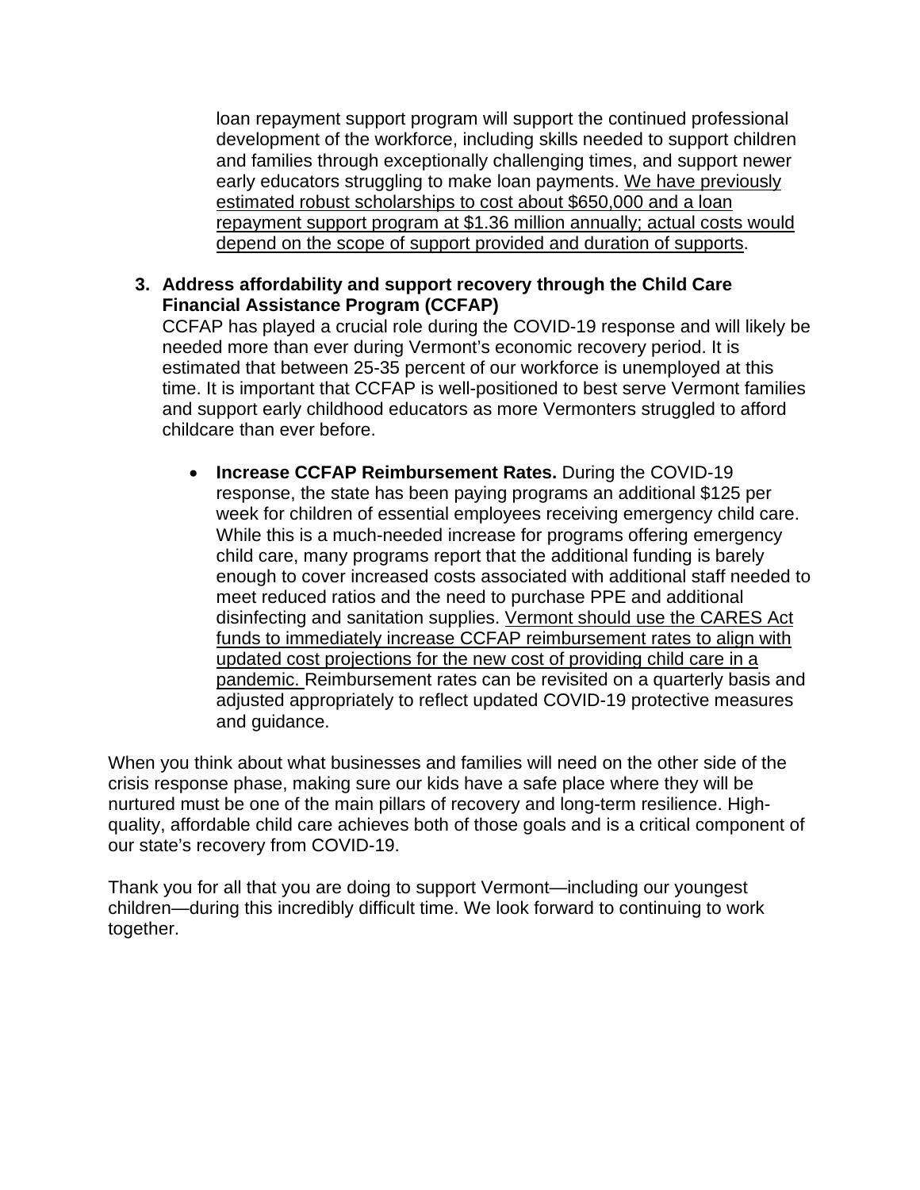loan repayment support program will support the continued professional development of the workforce, including skills needed to support children and families through exceptionally challenging times, and support newer early educators struggling to make loan payments. <u>We have previously estimated robust scholarships to cost about $650,000 and a loan repayment support program at $1.36 million annually; actual costs would depend on the scope of support provided and duration of supports</u>.

3. **Address affordability and support recovery through the Child Care Financial Assistance Program (CCFAP)**
   CCFAP has played a crucial role during the COVID-19 response and will likely be needed more than ever during Vermont's economic recovery period. It is estimated that between 25-35 percent of our workforce is unemployed at this time. It is important that CCFAP is well-positioned to best serve Vermont families and support early childhood educators as more Vermonters struggled to afford childcare than ever before.

   - **Increase CCFAP Reimbursement Rates.** During the COVID-19 response, the state has been paying programs an additional $125 per week for children of essential employees receiving emergency child care. While this is a much-needed increase for programs offering emergency child care, many programs report that the additional funding is barely enough to cover increased costs associated with additional staff needed to meet reduced ratios and the need to purchase PPE and additional disinfecting and sanitation supplies. <u>Vermont should use the CARES Act funds to immediately increase CCFAP reimbursement rates to align with updated cost projections for the new cost of providing child care in a pandemic.</u> Reimbursement rates can be revisited on a quarterly basis and adjusted appropriately to reflect updated COVID-19 protective measures and guidance.

When you think about what businesses and families will need on the other side of the crisis response phase, making sure our kids have a safe place where they will be nurtured must be one of the main pillars of recovery and long-term resilience. High-quality, affordable child care achieves both of those goals and is a critical component of our state's recovery from COVID-19.

Thank you for all that you are doing to support Vermont—including our youngest children—during this incredibly difficult time. We look forward to continuing to work together.